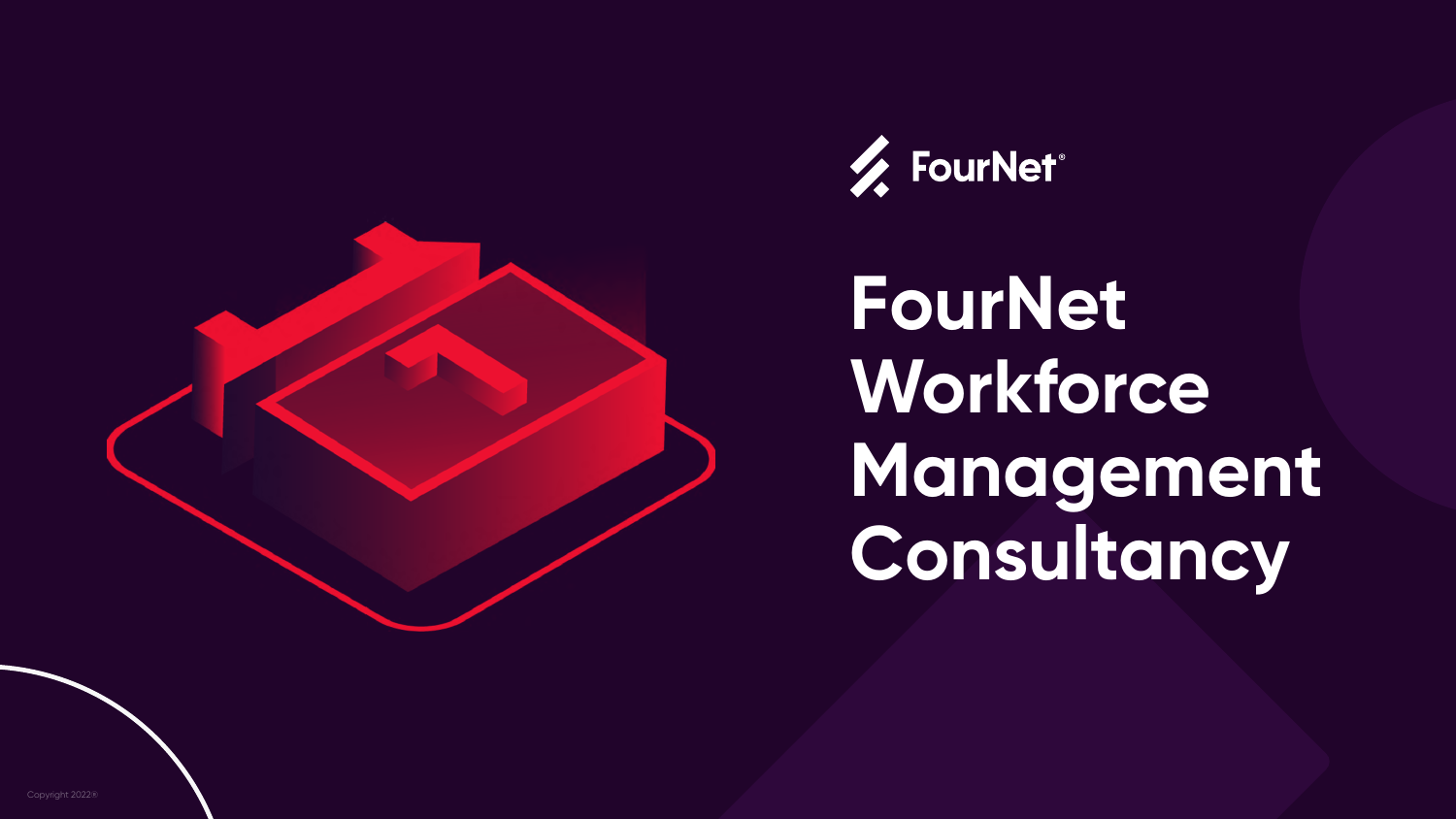FourNet®

# FourNet Workforce Management Consultancy

Copyright 2022®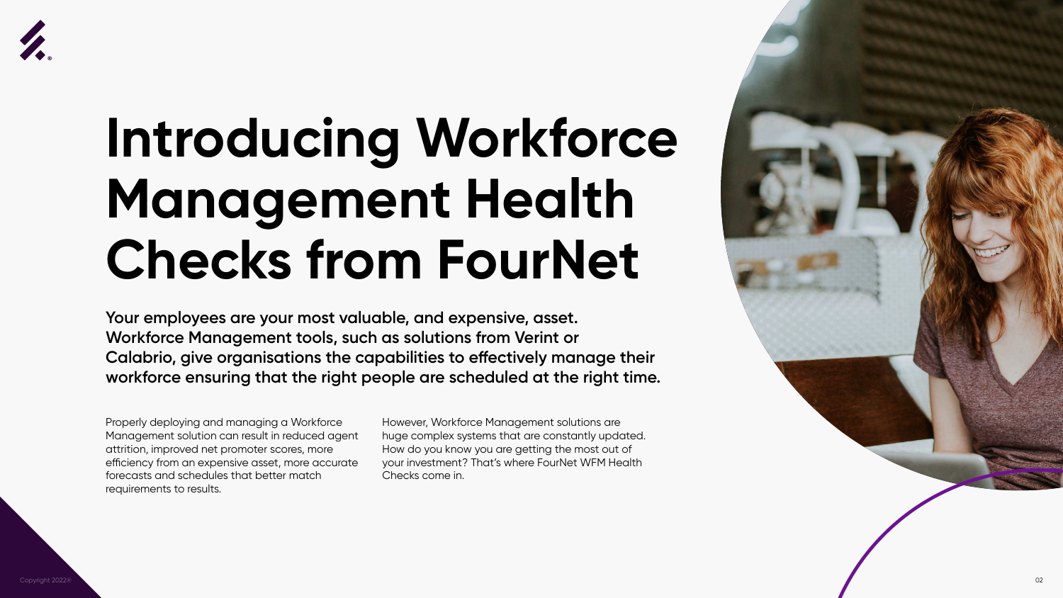# Introducing Workforce Management Health Checks from FourNet

**Your employees are your most valuable, and expensive, asset. Workforce Management tools, such as solutions from Verint or Calabrio, give organisations the capabilities to effectively manage their workforce ensuring that the right people are scheduled at the right time.**

Properly deploying and managing a Workforce Management solution can result in reduced agent attrition, improved net promoter scores, more efficiency from an expensive asset, more accurate forecasts and schedules that better match requirements to results.

However, Workforce Management solutions are huge complex systems that are constantly updated. How do you know you are getting the most out of your investment? That's where FourNet WFM Health Checks come in.

Copyright 2022®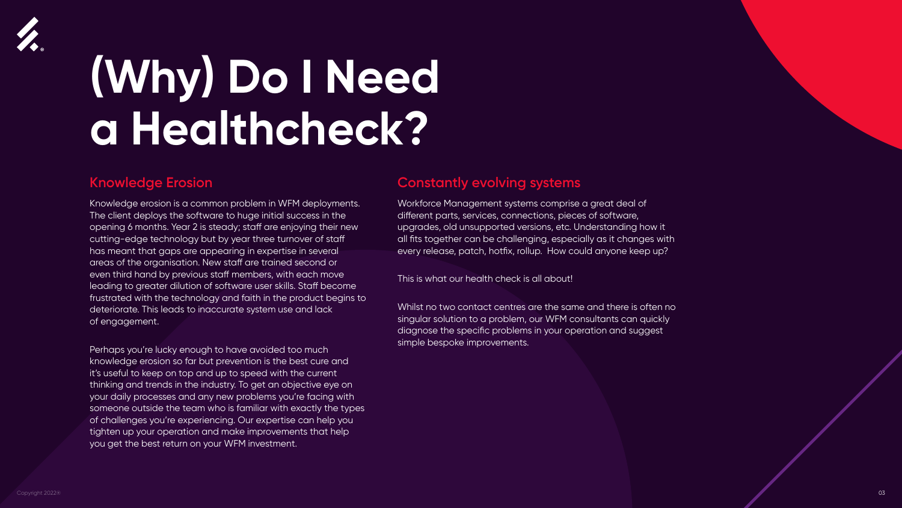# (Why) Do I Need a Healthcheck?

## Knowledge Erosion

Knowledge erosion is a common problem in WFM deployments. The client deploys the software to huge initial success in the opening 6 months. Year 2 is steady; staff are enjoying their new cutting-edge technology but by year three turnover of staff has meant that gaps are appearing in expertise in several areas of the organisation. New staff are trained second or even third hand by previous staff members, with each move leading to greater dilution of software user skills. Staff become frustrated with the technology and faith in the product begins to deteriorate. This leads to inaccurate system use and lack of engagement.

Perhaps you're lucky enough to have avoided too much knowledge erosion so far but prevention is the best cure and it's useful to keep on top and up to speed with the current thinking and trends in the industry. To get an objective eye on your daily processes and any new problems you're facing with someone outside the team who is familiar with exactly the types of challenges you're experiencing. Our expertise can help you tighten up your operation and make improvements that help you get the best return on your WFM investment.

## Constantly evolving systems

Workforce Management systems comprise a great deal of different parts, services, connections, pieces of software, upgrades, old unsupported versions, etc. Understanding how it all fits together can be challenging, especially as it changes with every release, patch, hotfix, rollup. How could anyone keep up?

This is what our health check is all about!

Whilst no two contact centres are the same and there is often no singular solution to a problem, our WFM consultants can quickly diagnose the specific problems in your operation and suggest simple bespoke improvements.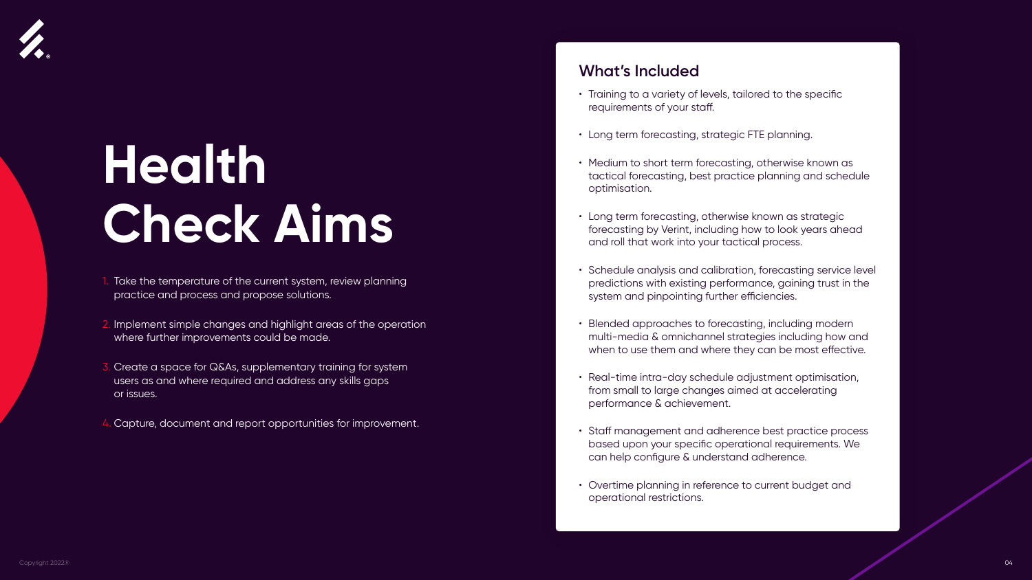# Health Check Aims

1. Take the temperature of the current system, review planning practice and process and propose solutions.
2. Implement simple changes and highlight areas of the operation where further improvements could be made.
3. Create a space for Q&As, supplementary training for system users as and where required and address any skills gaps or issues.
4. Capture, document and report opportunities for improvement.

## What's Included

- Training to a variety of levels, tailored to the specific requirements of your staff.
- Long term forecasting, strategic FTE planning.
- Medium to short term forecasting, otherwise known as tactical forecasting, best practice planning and schedule optimisation.
- Long term forecasting, otherwise known as strategic forecasting by Verint, including how to look years ahead and roll that work into your tactical process.
- Schedule analysis and calibration, forecasting service level predictions with existing performance, gaining trust in the system and pinpointing further efficiencies.
- Blended approaches to forecasting, including modern multi-media & omnichannel strategies including how and when to use them and where they can be most effective.
- Real-time intra-day schedule adjustment optimisation, from small to large changes aimed at accelerating performance & achievement.
- Staff management and adherence best practice process based upon your specific operational requirements. We can help configure & understand adherence.
- Overtime planning in reference to current budget and operational restrictions.

Copyright 2022®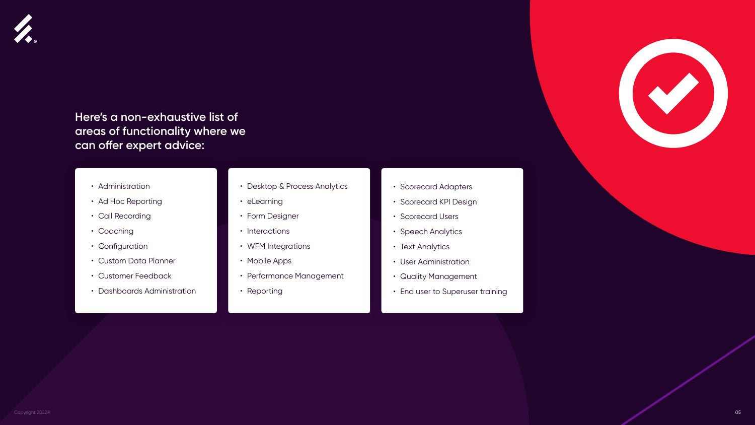Here's a non-exhaustive list of areas of functionality where we can offer expert advice:

- Administration
- Ad Hoc Reporting
- Call Recording
- Coaching
- Configuration
- Custom Data Planner
- Customer Feedback
- Dashboards Administration

- Desktop & Process Analytics
- eLearning
- Form Designer
- Interactions
- WFM Integrations
- Mobile Apps
- Performance Management
- Reporting

- Scorecard Adapters
- Scorecard KPI Design
- Scorecard Users
- Speech Analytics
- Text Analytics
- User Administration
- Quality Management
- End user to Superuser training

Copyright 2022®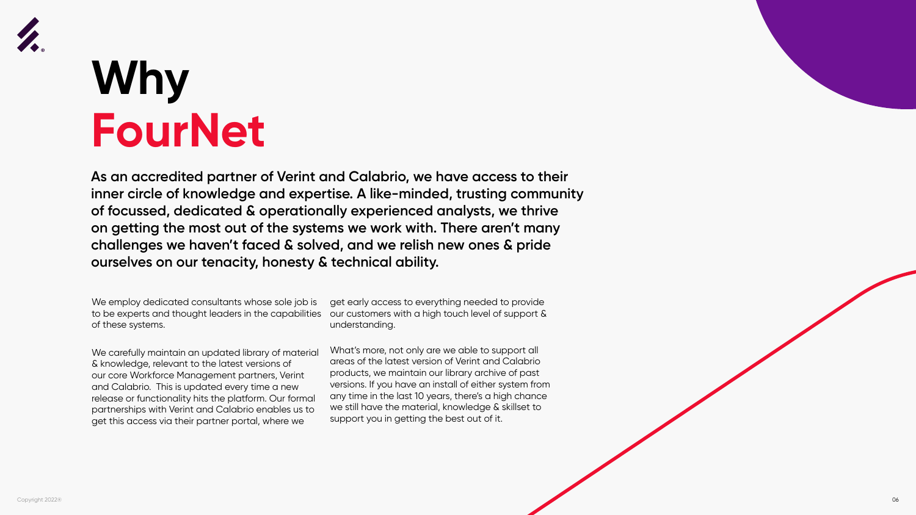# Why FourNet

**As an accredited partner of Verint and Calabrio, we have access to their inner circle of knowledge and expertise. A like-minded, trusting community of focussed, dedicated & operationally experienced analysts, we thrive on getting the most out of the systems we work with. There aren't many challenges we haven't faced & solved, and we relish new ones & pride ourselves on our tenacity, honesty & technical ability.**

We employ dedicated consultants whose sole job is to be experts and thought leaders in the capabilities of these systems.

We carefully maintain an updated library of material & knowledge, relevant to the latest versions of our core Workforce Management partners, Verint and Calabrio. This is updated every time a new release or functionality hits the platform. Our formal partnerships with Verint and Calabrio enables us to get this access via their partner portal, where we get early access to everything needed to provide our customers with a high touch level of support & understanding.

What's more, not only are we able to support all areas of the latest version of Verint and Calabrio products, we maintain our library archive of past versions. If you have an install of either system from any time in the last 10 years, there's a high chance we still have the material, knowledge & skillset to support you in getting the best out of it.

Copyright 2022®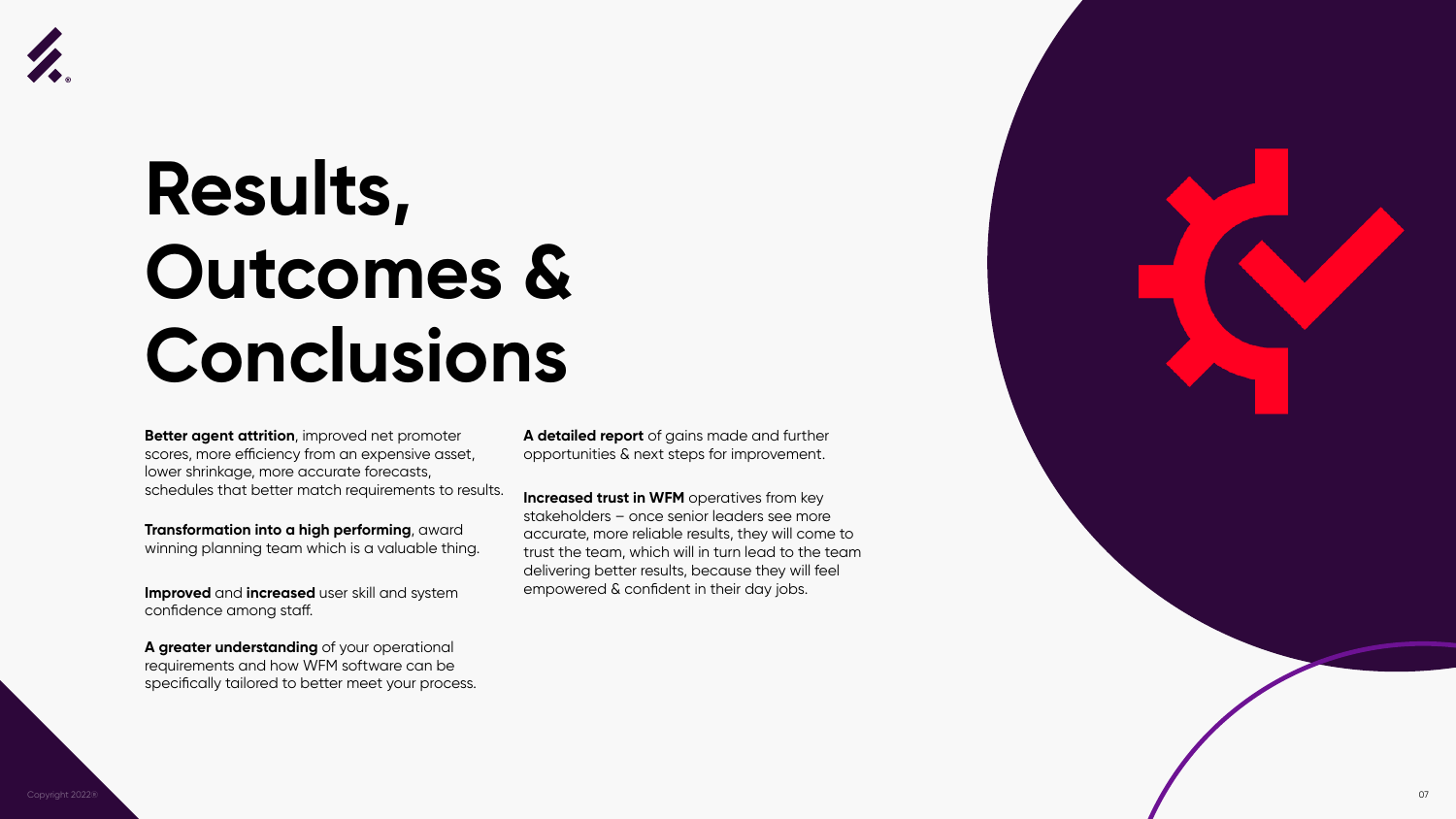# Results, Outcomes & Conclusions

**Better agent attrition**, improved net promoter scores, more efficiency from an expensive asset, lower shrinkage, more accurate forecasts, schedules that better match requirements to results.

**Transformation into a high performing**, award winning planning team which is a valuable thing.

**Improved** and **increased** user skill and system confidence among staff.

**A greater understanding** of your operational requirements and how WFM software can be specifically tailored to better meet your process.

**A detailed report** of gains made and further opportunities & next steps for improvement.

**Increased trust in WFM** operatives from key stakeholders – once senior leaders see more accurate, more reliable results, they will come to trust the team, which will in turn lead to the team delivering better results, because they will feel empowered & confident in their day jobs.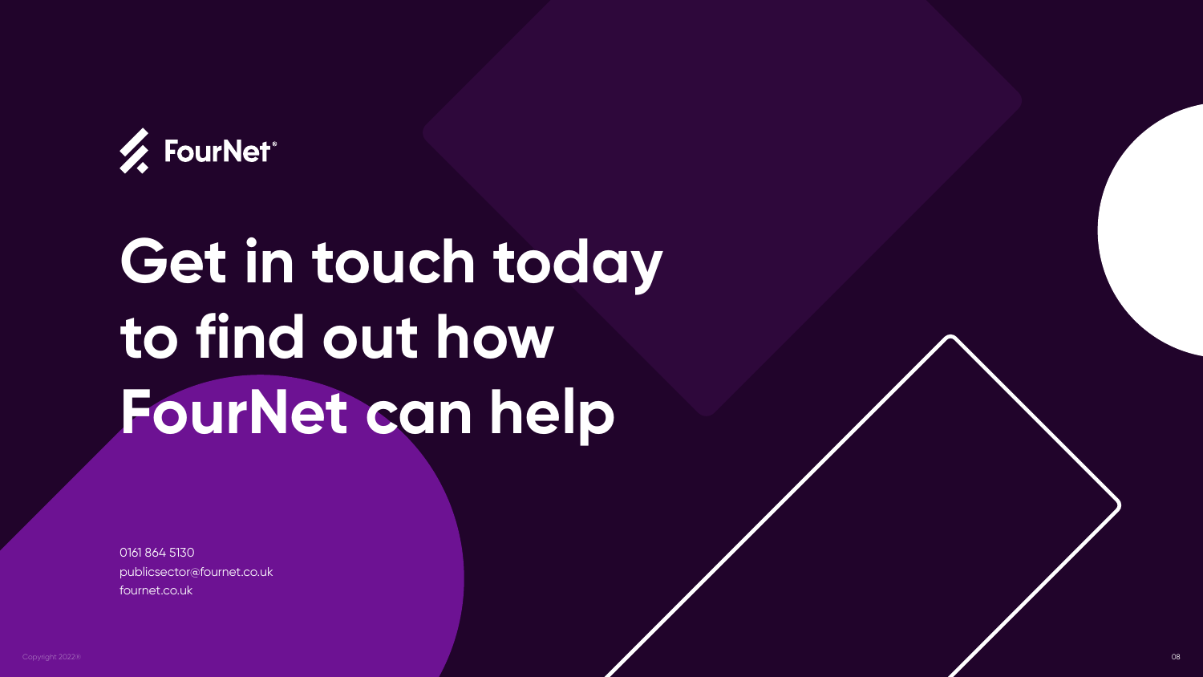FourNet®

# Get in touch today to find out how FourNet can help

0161 864 5130
publicsector@fournet.co.uk
fournet.co.uk

Copyright 2022®